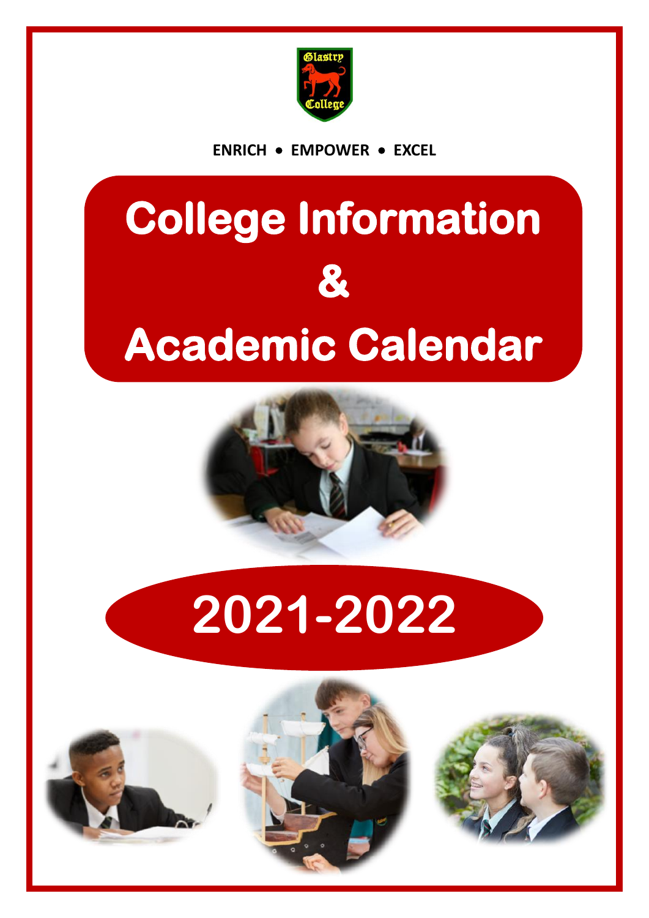ENRICH • EMPOWER • EXCEL

# College Information & Academic Calendar

# 2021-2022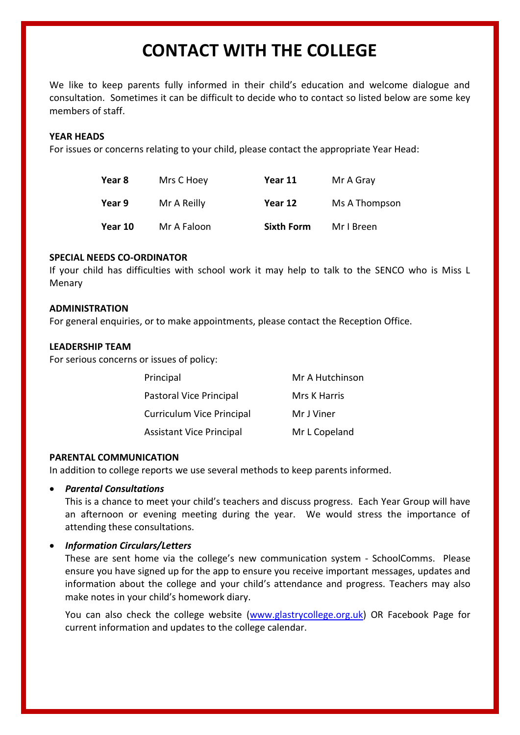# CONTACT WITH THE COLLEGE

We like to keep parents fully informed in their child's education and welcome dialogue and consultation. Sometimes it can be difficult to decide who to contact so listed below are some key members of staff.

**YEAR HEADS**

For issues or concerns relating to your child, please contact the appropriate Year Head:

| | | | |
|---|---|---|---|
| **Year 8** | Mrs C Hoey | **Year 11** | Mr A Gray |
| **Year 9** | Mr A Reilly | **Year 12** | Ms A Thompson |
| **Year 10** | Mr A Faloon | **Sixth Form** | Mr I Breen |

**SPECIAL NEEDS CO-ORDINATOR**

If your child has difficulties with school work it may help to talk to the SENCO who is Miss L Menary

**ADMINISTRATION**

For general enquiries, or to make appointments, please contact the Reception Office.

**LEADERSHIP TEAM**

For serious concerns or issues of policy:

| | |
|---|---|
| Principal | Mr A Hutchinson |
| Pastoral Vice Principal | Mrs K Harris |
| Curriculum Vice Principal | Mr J Viner |
| Assistant Vice Principal | Mr L Copeland |

**PARENTAL COMMUNICATION**

In addition to college reports we use several methods to keep parents informed.

- ***Parental Consultations***

  This is a chance to meet your child's teachers and discuss progress. Each Year Group will have an afternoon or evening meeting during the year. We would stress the importance of attending these consultations.

- ***Information Circulars/Letters***

  These are sent home via the college's new communication system - SchoolComms. Please ensure you have signed up for the app to ensure you receive important messages, updates and information about the college and your child's attendance and progress. Teachers may also make notes in your child's homework diary.

  You can also check the college website (www.glastrycollege.org.uk) OR Facebook Page for current information and updates to the college calendar.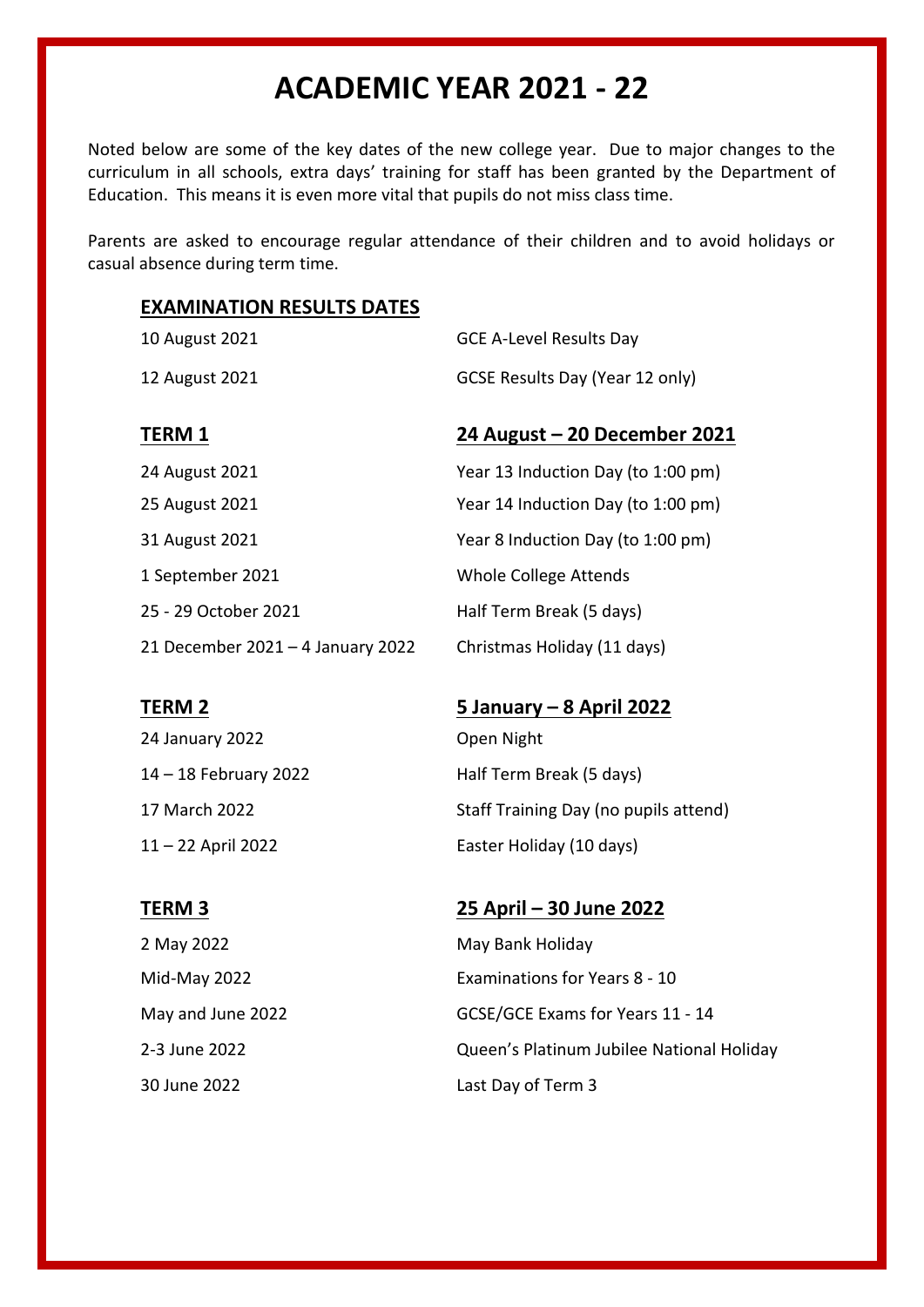# ACADEMIC YEAR 2021 - 22

Noted below are some of the key dates of the new college year. Due to major changes to the curriculum in all schools, extra days' training for staff has been granted by the Department of Education. This means it is even more vital that pupils do not miss class time.

Parents are asked to encourage regular attendance of their children and to avoid holidays or casual absence during term time.

## EXAMINATION RESULTS DATES

| | |
|---|---|
| 10 August 2021 | GCE A-Level Results Day |
| 12 August 2021 | GCSE Results Day (Year 12 only) |

## TERM 1 — 24 August – 20 December 2021

| | |
|---|---|
| 24 August 2021 | Year 13 Induction Day (to 1:00 pm) |
| 25 August 2021 | Year 14 Induction Day (to 1:00 pm) |
| 31 August 2021 | Year 8 Induction Day (to 1:00 pm) |
| 1 September 2021 | Whole College Attends |
| 25 - 29 October 2021 | Half Term Break (5 days) |
| 21 December 2021 – 4 January 2022 | Christmas Holiday (11 days) |

## TERM 2 — 5 January – 8 April 2022

| | |
|---|---|
| 24 January 2022 | Open Night |
| 14 – 18 February 2022 | Half Term Break (5 days) |
| 17 March 2022 | Staff Training Day (no pupils attend) |
| 11 – 22 April 2022 | Easter Holiday (10 days) |

## TERM 3 — 25 April – 30 June 2022

| | |
|---|---|
| 2 May 2022 | May Bank Holiday |
| Mid-May 2022 | Examinations for Years 8 - 10 |
| May and June 2022 | GCSE/GCE Exams for Years 11 - 14 |
| 2-3 June 2022 | Queen's Platinum Jubilee National Holiday |
| 30 June 2022 | Last Day of Term 3 |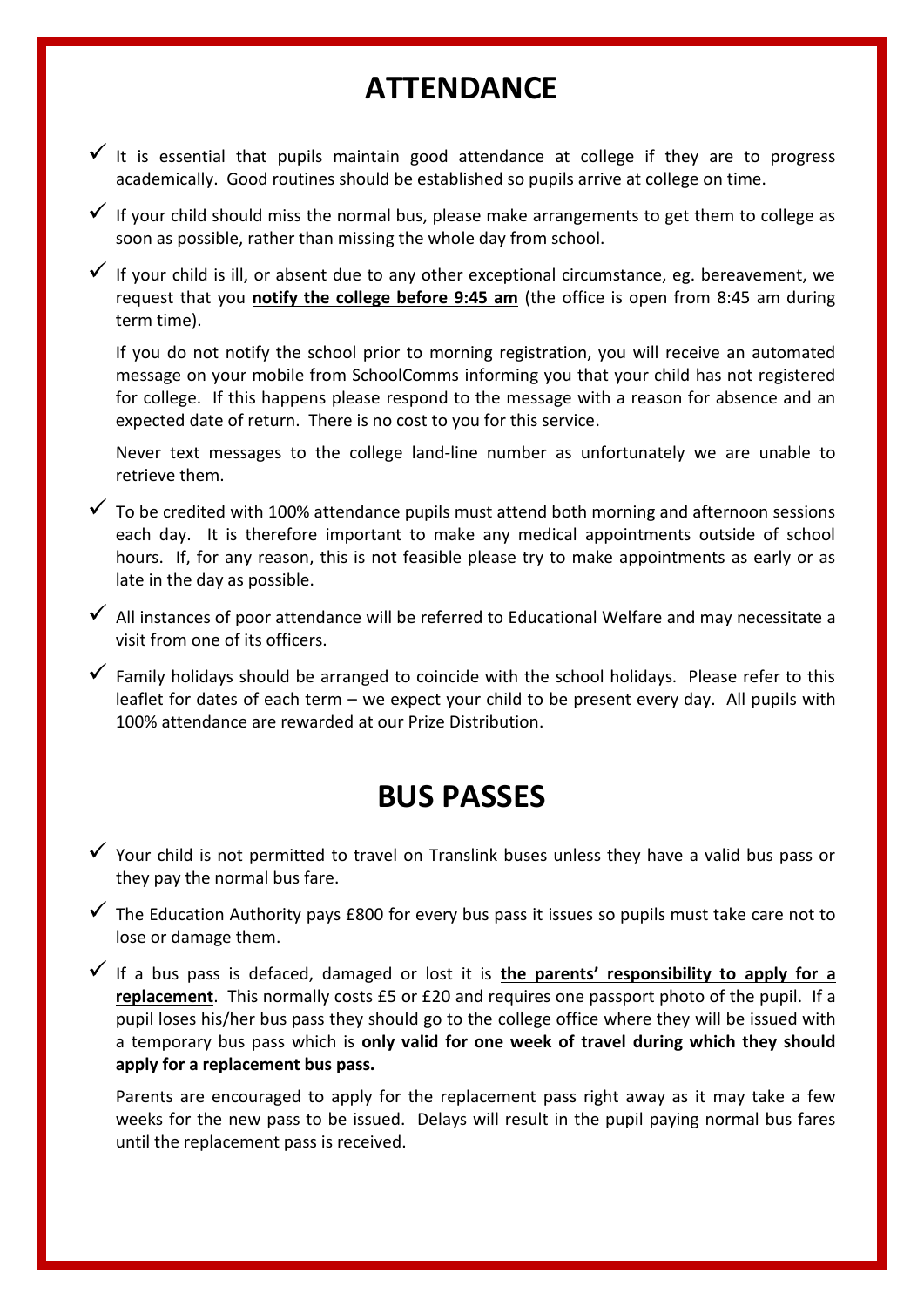# ATTENDANCE

- ✓ It is essential that pupils maintain good attendance at college if they are to progress academically. Good routines should be established so pupils arrive at college on time.
- ✓ If your child should miss the normal bus, please make arrangements to get them to college as soon as possible, rather than missing the whole day from school.
- ✓ If your child is ill, or absent due to any other exceptional circumstance, eg. bereavement, we request that you **notify the college before 9:45 am** (the office is open from 8:45 am during term time).

  If you do not notify the school prior to morning registration, you will receive an automated message on your mobile from SchoolComms informing you that your child has not registered for college. If this happens please respond to the message with a reason for absence and an expected date of return. There is no cost to you for this service.

  Never text messages to the college land-line number as unfortunately we are unable to retrieve them.
- ✓ To be credited with 100% attendance pupils must attend both morning and afternoon sessions each day. It is therefore important to make any medical appointments outside of school hours. If, for any reason, this is not feasible please try to make appointments as early or as late in the day as possible.
- ✓ All instances of poor attendance will be referred to Educational Welfare and may necessitate a visit from one of its officers.
- ✓ Family holidays should be arranged to coincide with the school holidays. Please refer to this leaflet for dates of each term – we expect your child to be present every day. All pupils with 100% attendance are rewarded at our Prize Distribution.

# BUS PASSES

- ✓ Your child is not permitted to travel on Translink buses unless they have a valid bus pass or they pay the normal bus fare.
- ✓ The Education Authority pays £800 for every bus pass it issues so pupils must take care not to lose or damage them.
- ✓ If a bus pass is defaced, damaged or lost it is **the parents' responsibility to apply for a replacement**. This normally costs £5 or £20 and requires one passport photo of the pupil. If a pupil loses his/her bus pass they should go to the college office where they will be issued with a temporary bus pass which is **only valid for one week of travel during which they should apply for a replacement bus pass.**

  Parents are encouraged to apply for the replacement pass right away as it may take a few weeks for the new pass to be issued. Delays will result in the pupil paying normal bus fares until the replacement pass is received.